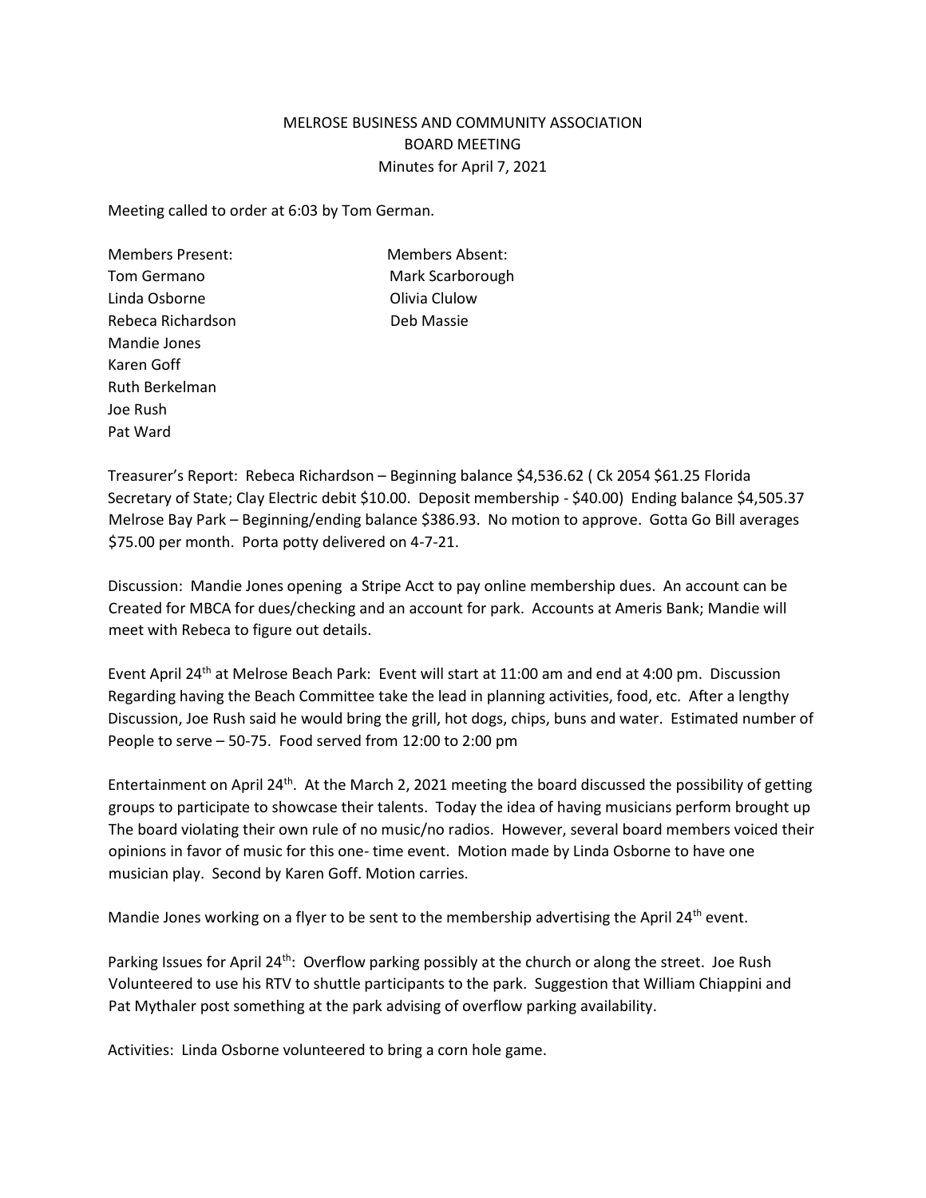MELROSE BUSINESS AND COMMUNITY ASSOCIATION
BOARD MEETING
Minutes for April 7, 2021

Meeting called to order at 6:03 by Tom German.

| Members Present: | Members Absent: |
|---|---|
| Tom Germano | Mark Scarborough |
| Linda Osborne | Olivia Clulow |
| Rebeca Richardson | Deb Massie |
| Mandie Jones | |
| Karen Goff | |
| Ruth Berkelman | |
| Joe Rush | |
| Pat Ward | |

Treasurer's Report: Rebeca Richardson – Beginning balance $4,536.62 ( Ck 2054 $61.25 Florida Secretary of State; Clay Electric debit $10.00. Deposit membership - $40.00) Ending balance $4,505.37 Melrose Bay Park – Beginning/ending balance $386.93. No motion to approve. Gotta Go Bill averages $75.00 per month. Porta potty delivered on 4-7-21.

Discussion: Mandie Jones opening a Stripe Acct to pay online membership dues. An account can be Created for MBCA for dues/checking and an account for park. Accounts at Ameris Bank; Mandie will meet with Rebeca to figure out details.

Event April 24th at Melrose Beach Park: Event will start at 11:00 am and end at 4:00 pm. Discussion Regarding having the Beach Committee take the lead in planning activities, food, etc. After a lengthy Discussion, Joe Rush said he would bring the grill, hot dogs, chips, buns and water. Estimated number of People to serve – 50-75. Food served from 12:00 to 2:00 pm

Entertainment on April 24th. At the March 2, 2021 meeting the board discussed the possibility of getting groups to participate to showcase their talents. Today the idea of having musicians perform brought up The board violating their own rule of no music/no radios. However, several board members voiced their opinions in favor of music for this one- time event. Motion made by Linda Osborne to have one musician play. Second by Karen Goff. Motion carries.

Mandie Jones working on a flyer to be sent to the membership advertising the April 24th event.

Parking Issues for April 24th: Overflow parking possibly at the church or along the street. Joe Rush Volunteered to use his RTV to shuttle participants to the park. Suggestion that William Chiappini and Pat Mythaler post something at the park advising of overflow parking availability.

Activities: Linda Osborne volunteered to bring a corn hole game.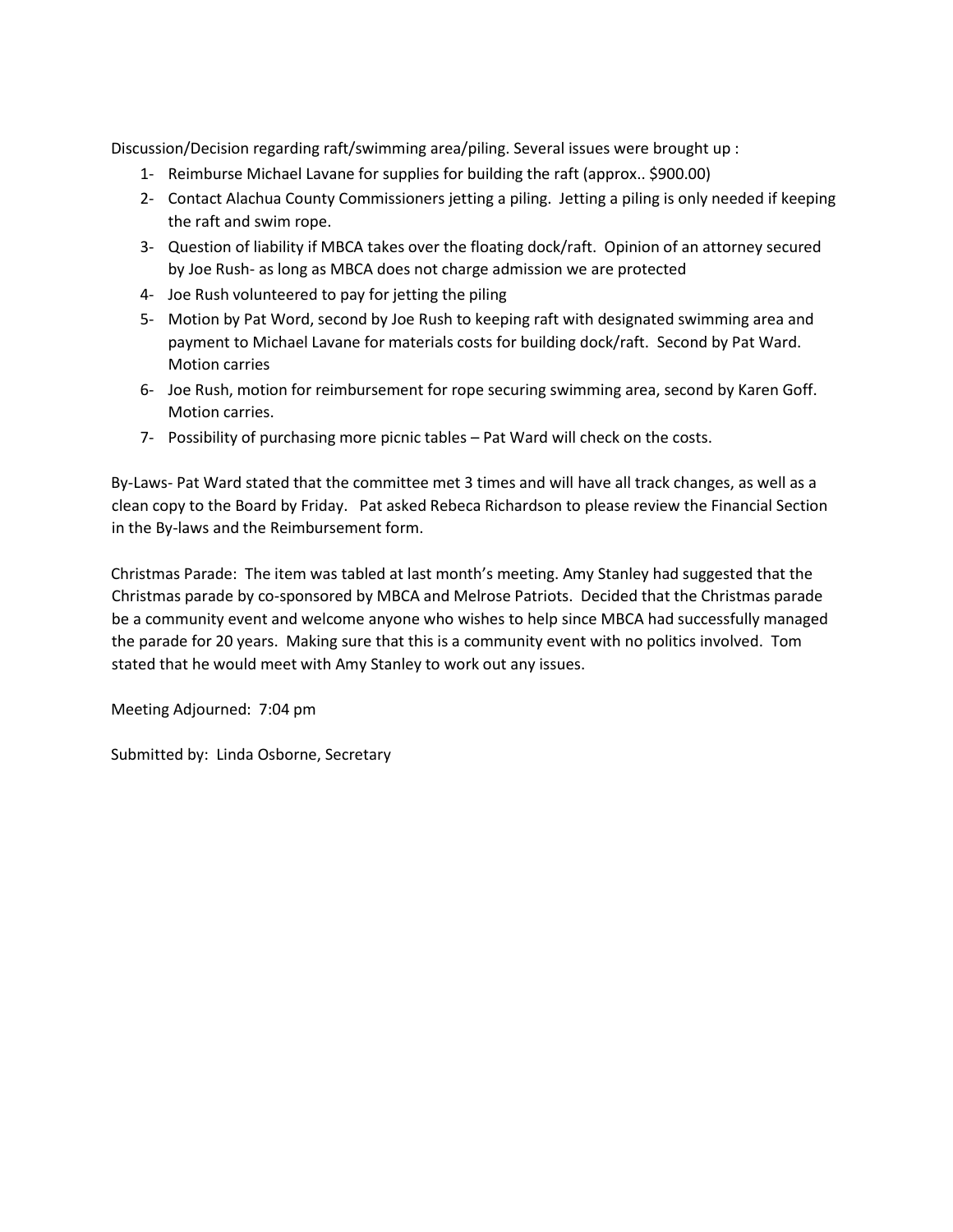Discussion/Decision regarding raft/swimming area/piling. Several issues were brought up :

1- Reimburse Michael Lavane for supplies for building the raft (approx.. $900.00)
2- Contact Alachua County Commissioners jetting a piling. Jetting a piling is only needed if keeping the raft and swim rope.
3- Question of liability if MBCA takes over the floating dock/raft. Opinion of an attorney secured by Joe Rush- as long as MBCA does not charge admission we are protected
4- Joe Rush volunteered to pay for jetting the piling
5- Motion by Pat Word, second by Joe Rush to keeping raft with designated swimming area and payment to Michael Lavane for materials costs for building dock/raft. Second by Pat Ward. Motion carries
6- Joe Rush, motion for reimbursement for rope securing swimming area, second by Karen Goff. Motion carries.
7- Possibility of purchasing more picnic tables – Pat Ward will check on the costs.

By-Laws- Pat Ward stated that the committee met 3 times and will have all track changes, as well as a clean copy to the Board by Friday. Pat asked Rebeca Richardson to please review the Financial Section in the By-laws and the Reimbursement form.

Christmas Parade: The item was tabled at last month's meeting. Amy Stanley had suggested that the Christmas parade by co-sponsored by MBCA and Melrose Patriots. Decided that the Christmas parade be a community event and welcome anyone who wishes to help since MBCA had successfully managed the parade for 20 years. Making sure that this is a community event with no politics involved. Tom stated that he would meet with Amy Stanley to work out any issues.

Meeting Adjourned: 7:04 pm

Submitted by: Linda Osborne, Secretary